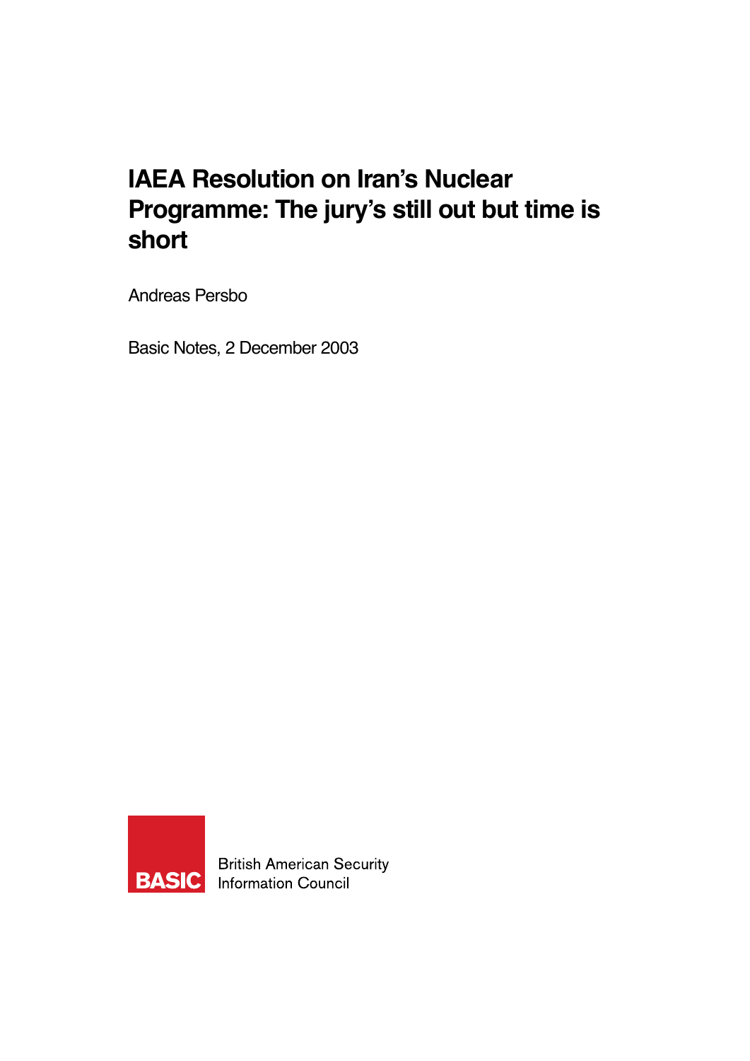# IAEA Resolution on Iran's Nuclear Programme: The jury's still out but time is short

Andreas Persbo

Basic Notes, 2 December 2003

BASIC

British American Security Information Council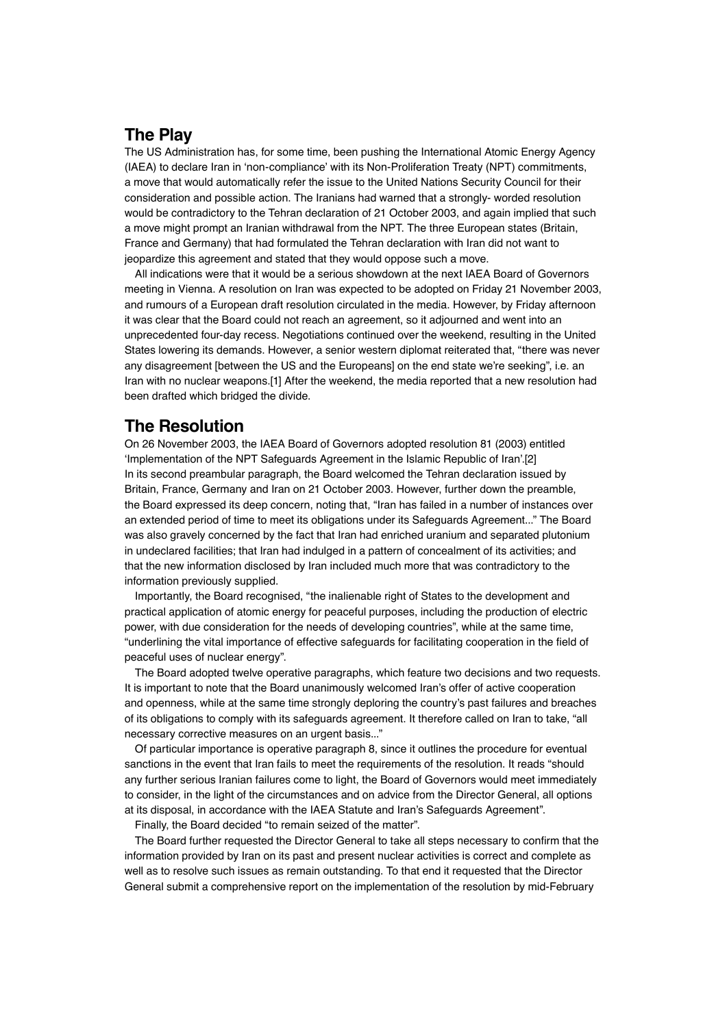## The Play

The US Administration has, for some time, been pushing the International Atomic Energy Agency (IAEA) to declare Iran in 'non-compliance' with its Non-Proliferation Treaty (NPT) commitments, a move that would automatically refer the issue to the United Nations Security Council for their consideration and possible action. The Iranians had warned that a strongly- worded resolution would be contradictory to the Tehran declaration of 21 October 2003, and again implied that such a move might prompt an Iranian withdrawal from the NPT. The three European states (Britain, France and Germany) that had formulated the Tehran declaration with Iran did not want to jeopardize this agreement and stated that they would oppose such a move.

All indications were that it would be a serious showdown at the next IAEA Board of Governors meeting in Vienna. A resolution on Iran was expected to be adopted on Friday 21 November 2003, and rumours of a European draft resolution circulated in the media. However, by Friday afternoon it was clear that the Board could not reach an agreement, so it adjourned and went into an unprecedented four-day recess. Negotiations continued over the weekend, resulting in the United States lowering its demands. However, a senior western diplomat reiterated that, "there was never any disagreement [between the US and the Europeans] on the end state we're seeking", i.e. an Iran with no nuclear weapons.[1] After the weekend, the media reported that a new resolution had been drafted which bridged the divide.

## The Resolution

On 26 November 2003, the IAEA Board of Governors adopted resolution 81 (2003) entitled 'Implementation of the NPT Safeguards Agreement in the Islamic Republic of Iran'.[2] In its second preambular paragraph, the Board welcomed the Tehran declaration issued by Britain, France, Germany and Iran on 21 October 2003. However, further down the preamble, the Board expressed its deep concern, noting that, "Iran has failed in a number of instances over an extended period of time to meet its obligations under its Safeguards Agreement..." The Board was also gravely concerned by the fact that Iran had enriched uranium and separated plutonium in undeclared facilities; that Iran had indulged in a pattern of concealment of its activities; and that the new information disclosed by Iran included much more that was contradictory to the information previously supplied.

Importantly, the Board recognised, "the inalienable right of States to the development and practical application of atomic energy for peaceful purposes, including the production of electric power, with due consideration for the needs of developing countries", while at the same time, "underlining the vital importance of effective safeguards for facilitating cooperation in the field of peaceful uses of nuclear energy".

The Board adopted twelve operative paragraphs, which feature two decisions and two requests. It is important to note that the Board unanimously welcomed Iran's offer of active cooperation and openness, while at the same time strongly deploring the country's past failures and breaches of its obligations to comply with its safeguards agreement. It therefore called on Iran to take, "all necessary corrective measures on an urgent basis..."

Of particular importance is operative paragraph 8, since it outlines the procedure for eventual sanctions in the event that Iran fails to meet the requirements of the resolution. It reads "should any further serious Iranian failures come to light, the Board of Governors would meet immediately to consider, in the light of the circumstances and on advice from the Director General, all options at its disposal, in accordance with the IAEA Statute and Iran's Safeguards Agreement".

Finally, the Board decided "to remain seized of the matter".

The Board further requested the Director General to take all steps necessary to confirm that the information provided by Iran on its past and present nuclear activities is correct and complete as well as to resolve such issues as remain outstanding. To that end it requested that the Director General submit a comprehensive report on the implementation of the resolution by mid-February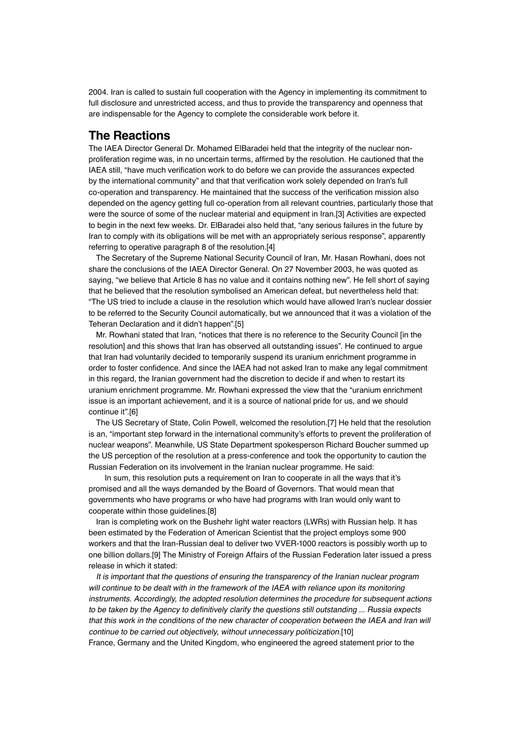2004. Iran is called to sustain full cooperation with the Agency in implementing its commitment to full disclosure and unrestricted access, and thus to provide the transparency and openness that are indispensable for the Agency to complete the considerable work before it.

## The Reactions

The IAEA Director General Dr. Mohamed ElBaradei held that the integrity of the nuclear non-proliferation regime was, in no uncertain terms, affirmed by the resolution. He cautioned that the IAEA still, "have much verification work to do before we can provide the assurances expected by the international community" and that that verification work solely depended on Iran's full co-operation and transparency. He maintained that the success of the verification mission also depended on the agency getting full co-operation from all relevant countries, particularly those that were the source of some of the nuclear material and equipment in Iran.[3] Activities are expected to begin in the next few weeks. Dr. ElBaradei also held that, "any serious failures in the future by Iran to comply with its obligations will be met with an appropriately serious response", apparently referring to operative paragraph 8 of the resolution.[4]

The Secretary of the Supreme National Security Council of Iran, Mr. Hasan Rowhani, does not share the conclusions of the IAEA Director General. On 27 November 2003, he was quoted as saying, "we believe that Article 8 has no value and it contains nothing new". He fell short of saying that he believed that the resolution symbolised an American defeat, but nevertheless held that: "The US tried to include a clause in the resolution which would have allowed Iran's nuclear dossier to be referred to the Security Council automatically, but we announced that it was a violation of the Teheran Declaration and it didn't happen".[5]

Mr. Rowhani stated that Iran, "notices that there is no reference to the Security Council [in the resolution] and this shows that Iran has observed all outstanding issues". He continued to argue that Iran had voluntarily decided to temporarily suspend its uranium enrichment programme in order to foster confidence. And since the IAEA had not asked Iran to make any legal commitment in this regard, the Iranian government had the discretion to decide if and when to restart its uranium enrichment programme. Mr. Rowhani expressed the view that the "uranium enrichment issue is an important achievement, and it is a source of national pride for us, and we should continue it".[6]

The US Secretary of State, Colin Powell, welcomed the resolution.[7] He held that the resolution is an, "important step forward in the international community's efforts to prevent the proliferation of nuclear weapons". Meanwhile, US State Department spokesperson Richard Boucher summed up the US perception of the resolution at a press-conference and took the opportunity to caution the Russian Federation on its involvement in the Iranian nuclear programme. He said:

In sum, this resolution puts a requirement on Iran to cooperate in all the ways that it's promised and all the ways demanded by the Board of Governors. That would mean that governments who have programs or who have had programs with Iran would only want to cooperate within those guidelines.[8]

Iran is completing work on the Bushehr light water reactors (LWRs) with Russian help. It has been estimated by the Federation of American Scientist that the project employs some 900 workers and that the Iran-Russian deal to deliver two VVER-1000 reactors is possibly worth up to one billion dollars.[9] The Ministry of Foreign Affairs of the Russian Federation later issued a press release in which it stated:

*It is important that the questions of ensuring the transparency of the Iranian nuclear program will continue to be dealt with in the framework of the IAEA with reliance upon its monitoring instruments. Accordingly, the adopted resolution determines the procedure for subsequent actions to be taken by the Agency to definitively clarify the questions still outstanding ... Russia expects that this work in the conditions of the new character of cooperation between the IAEA and Iran will continue to be carried out objectively, without unnecessary politicization.*[10]

France, Germany and the United Kingdom, who engineered the agreed statement prior to the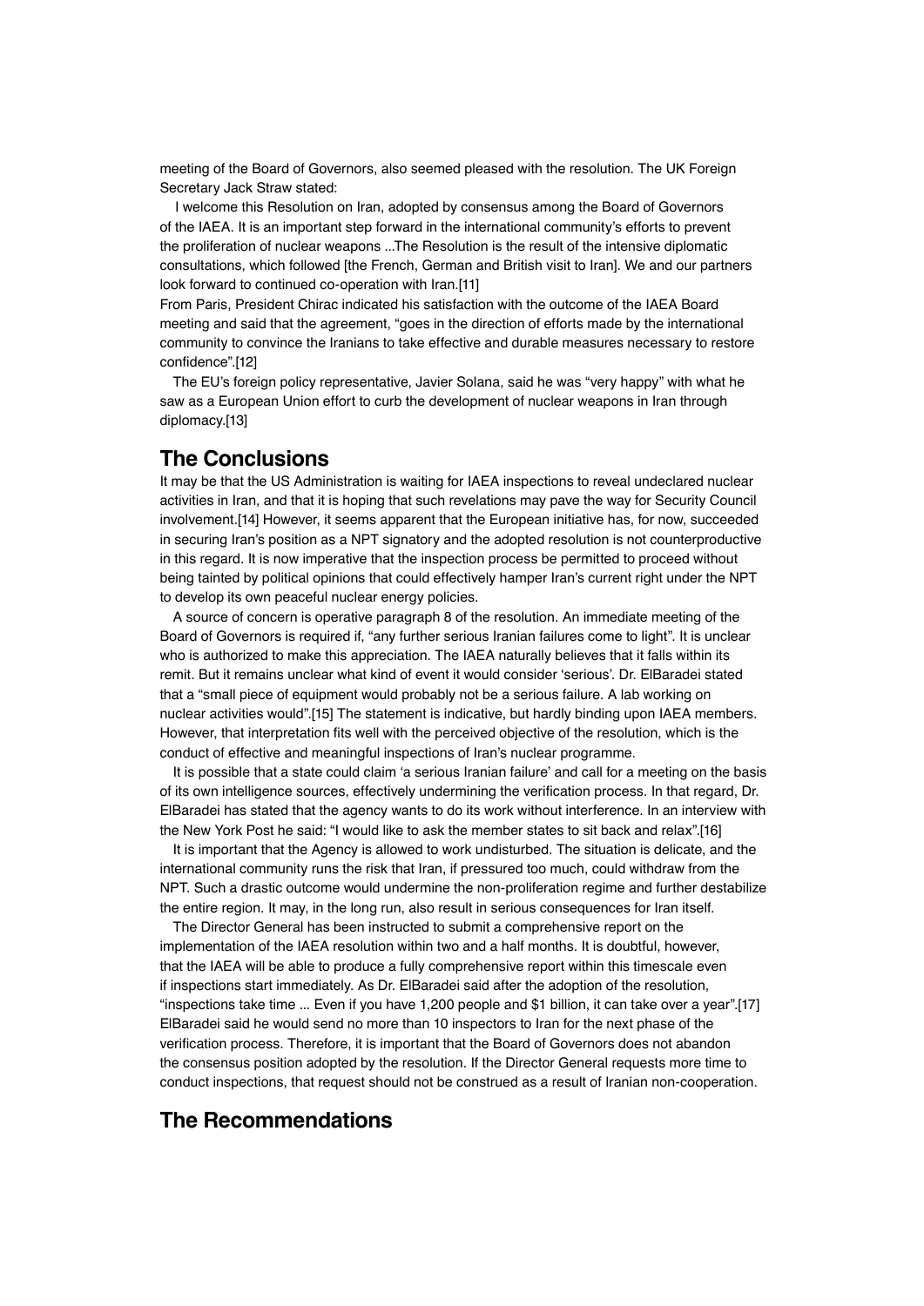meeting of the Board of Governors, also seemed pleased with the resolution. The UK Foreign Secretary Jack Straw stated:

> I welcome this Resolution on Iran, adopted by consensus among the Board of Governors of the IAEA. It is an important step forward in the international community's efforts to prevent the proliferation of nuclear weapons ...The Resolution is the result of the intensive diplomatic consultations, which followed [the French, German and British visit to Iran]. We and our partners look forward to continued co-operation with Iran.[11]

From Paris, President Chirac indicated his satisfaction with the outcome of the IAEA Board meeting and said that the agreement, "goes in the direction of efforts made by the international community to convince the Iranians to take effective and durable measures necessary to restore confidence".[12]

The EU's foreign policy representative, Javier Solana, said he was "very happy" with what he saw as a European Union effort to curb the development of nuclear weapons in Iran through diplomacy.[13]

## The Conclusions

It may be that the US Administration is waiting for IAEA inspections to reveal undeclared nuclear activities in Iran, and that it is hoping that such revelations may pave the way for Security Council involvement.[14] However, it seems apparent that the European initiative has, for now, succeeded in securing Iran's position as a NPT signatory and the adopted resolution is not counterproductive in this regard. It is now imperative that the inspection process be permitted to proceed without being tainted by political opinions that could effectively hamper Iran's current right under the NPT to develop its own peaceful nuclear energy policies.

A source of concern is operative paragraph 8 of the resolution. An immediate meeting of the Board of Governors is required if, "any further serious Iranian failures come to light". It is unclear who is authorized to make this appreciation. The IAEA naturally believes that it falls within its remit. But it remains unclear what kind of event it would consider 'serious'. Dr. ElBaradei stated that a "small piece of equipment would probably not be a serious failure. A lab working on nuclear activities would".[15] The statement is indicative, but hardly binding upon IAEA members. However, that interpretation fits well with the perceived objective of the resolution, which is the conduct of effective and meaningful inspections of Iran's nuclear programme.

It is possible that a state could claim 'a serious Iranian failure' and call for a meeting on the basis of its own intelligence sources, effectively undermining the verification process. In that regard, Dr. ElBaradei has stated that the agency wants to do its work without interference. In an interview with the New York Post he said: "I would like to ask the member states to sit back and relax".[16]

It is important that the Agency is allowed to work undisturbed. The situation is delicate, and the international community runs the risk that Iran, if pressured too much, could withdraw from the NPT. Such a drastic outcome would undermine the non-proliferation regime and further destabilize the entire region. It may, in the long run, also result in serious consequences for Iran itself.

The Director General has been instructed to submit a comprehensive report on the implementation of the IAEA resolution within two and a half months. It is doubtful, however, that the IAEA will be able to produce a fully comprehensive report within this timescale even if inspections start immediately. As Dr. ElBaradei said after the adoption of the resolution, "inspections take time ... Even if you have 1,200 people and $1 billion, it can take over a year".[17] ElBaradei said he would send no more than 10 inspectors to Iran for the next phase of the verification process. Therefore, it is important that the Board of Governors does not abandon the consensus position adopted by the resolution. If the Director General requests more time to conduct inspections, that request should not be construed as a result of Iranian non-cooperation.

## The Recommendations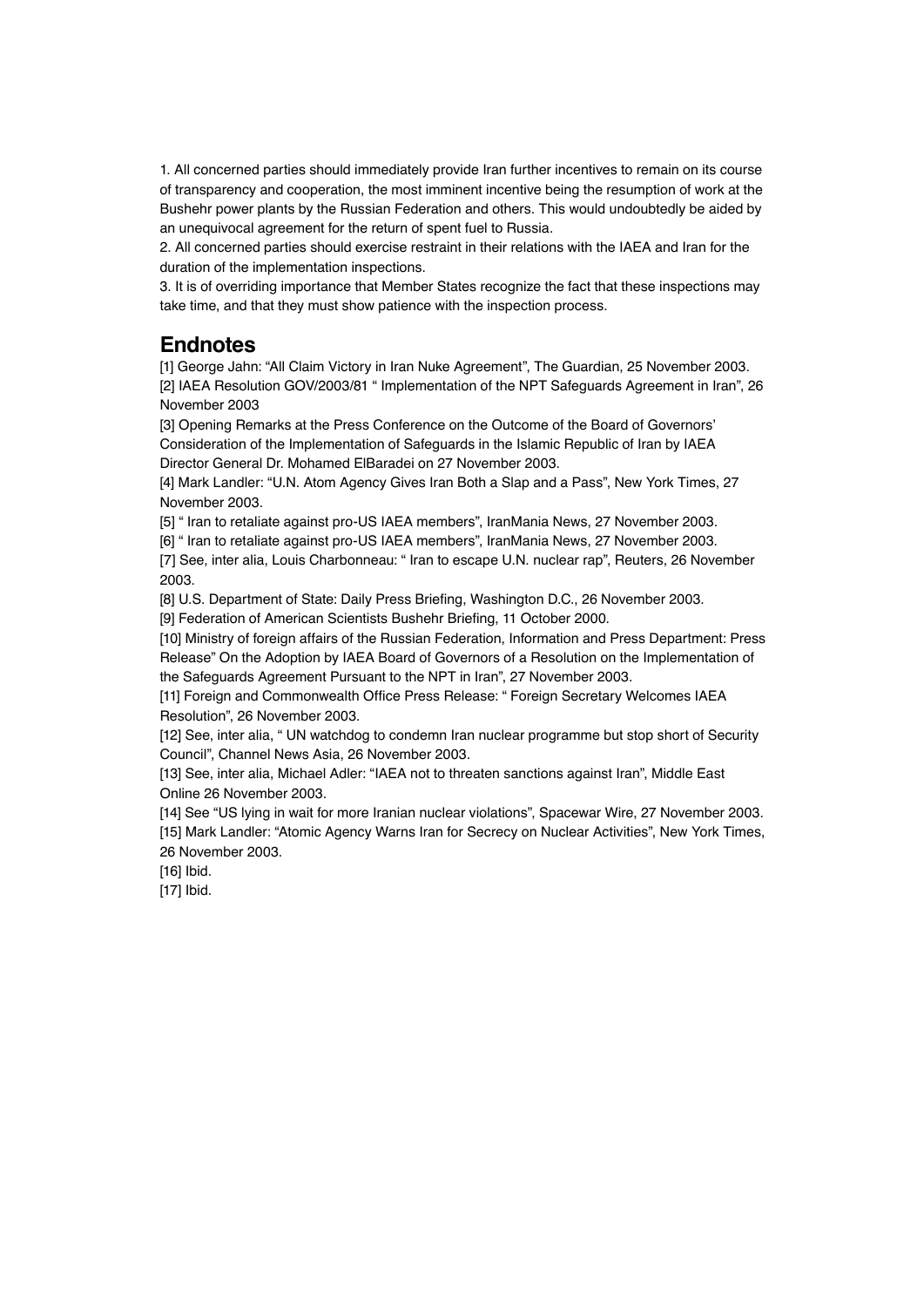1. All concerned parties should immediately provide Iran further incentives to remain on its course of transparency and cooperation, the most imminent incentive being the resumption of work at the Bushehr power plants by the Russian Federation and others. This would undoubtedly be aided by an unequivocal agreement for the return of spent fuel to Russia.
2. All concerned parties should exercise restraint in their relations with the IAEA and Iran for the duration of the implementation inspections.
3. It is of overriding importance that Member States recognize the fact that these inspections may take time, and that they must show patience with the inspection process.

## Endnotes

[1] George Jahn: "All Claim Victory in Iran Nuke Agreement", The Guardian, 25 November 2003.
[2] IAEA Resolution GOV/2003/81 " Implementation of the NPT Safeguards Agreement in Iran", 26 November 2003
[3] Opening Remarks at the Press Conference on the Outcome of the Board of Governors' Consideration of the Implementation of Safeguards in the Islamic Republic of Iran by IAEA Director General Dr. Mohamed ElBaradei on 27 November 2003.
[4] Mark Landler: "U.N. Atom Agency Gives Iran Both a Slap and a Pass", New York Times, 27 November 2003.
[5] " Iran to retaliate against pro-US IAEA members", IranMania News, 27 November 2003.
[6] " Iran to retaliate against pro-US IAEA members", IranMania News, 27 November 2003.
[7] See, inter alia, Louis Charbonneau: " Iran to escape U.N. nuclear rap", Reuters, 26 November 2003.
[8] U.S. Department of State: Daily Press Briefing, Washington D.C., 26 November 2003.
[9] Federation of American Scientists Bushehr Briefing, 11 October 2000.
[10] Ministry of foreign affairs of the Russian Federation, Information and Press Department: Press Release" On the Adoption by IAEA Board of Governors of a Resolution on the Implementation of the Safeguards Agreement Pursuant to the NPT in Iran", 27 November 2003.
[11] Foreign and Commonwealth Office Press Release: " Foreign Secretary Welcomes IAEA Resolution", 26 November 2003.
[12] See, inter alia, " UN watchdog to condemn Iran nuclear programme but stop short of Security Council", Channel News Asia, 26 November 2003.
[13] See, inter alia, Michael Adler: "IAEA not to threaten sanctions against Iran", Middle East Online 26 November 2003.
[14] See "US lying in wait for more Iranian nuclear violations", Spacewar Wire, 27 November 2003.
[15] Mark Landler: "Atomic Agency Warns Iran for Secrecy on Nuclear Activities", New York Times, 26 November 2003.
[16] Ibid.
[17] Ibid.